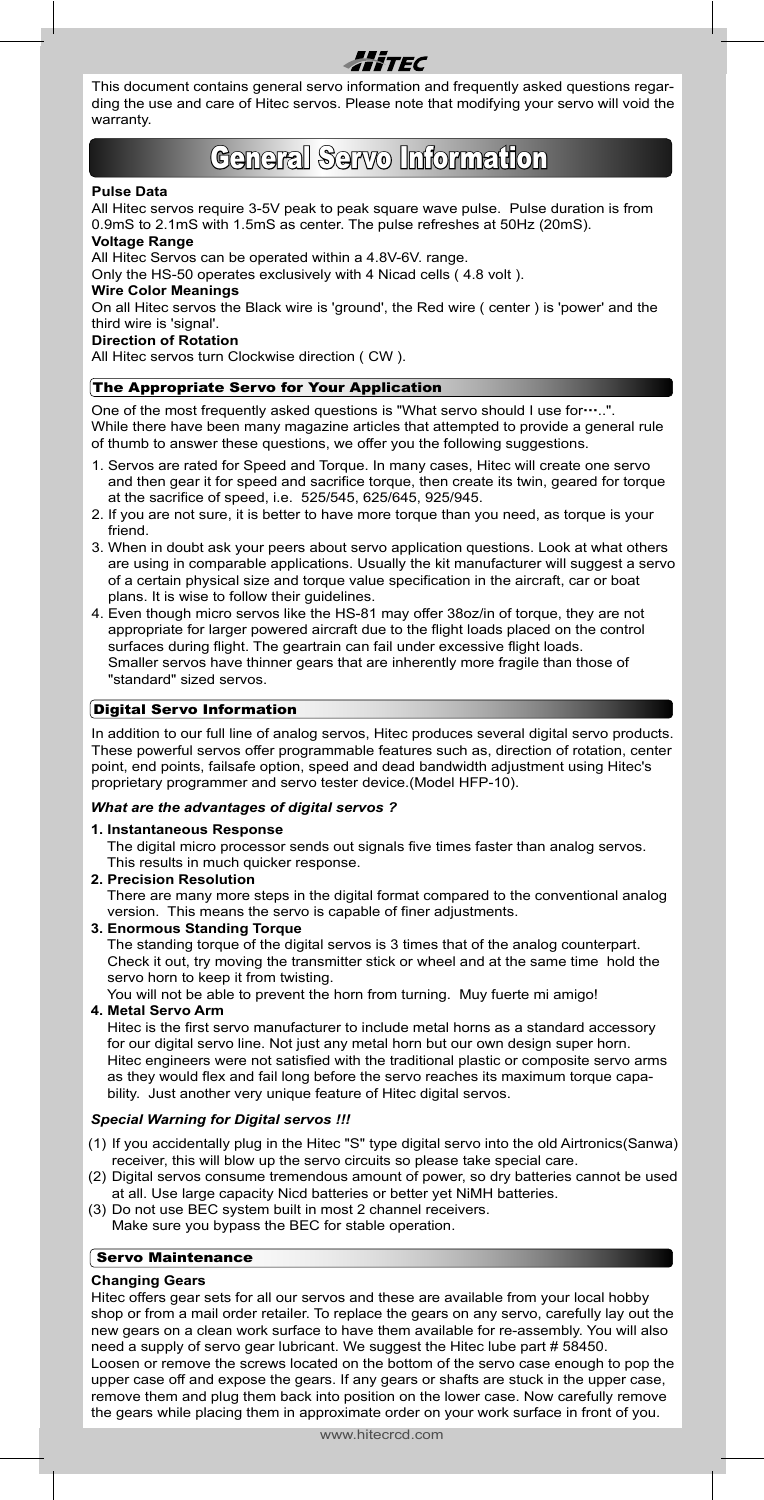# HITEC

This document contains general servo information and frequently asked questions regarding the use and care of Hitec servos. Please note that modifying your servo will void the warranty.

# General Servo Information

**Pulse Data**

All Hitec servos require 3-5V peak to peak square wave pulse. Pulse duration is from 0.9mS to 2.1mS with 1.5mS as center. The pulse refreshes at 50Hz (20mS).

**Voltage Range**

All Hitec Servos can be operated within a 4.8V-6V. range.

Only the HS-50 operates exclusively with 4 Nicad cells ( 4.8 volt ).

**Wire Color Meanings**

On all Hitec servos the Black wire is 'ground', the Red wire ( center ) is 'power' and the third wire is 'signal'.

**Direction of Rotation**

All Hitec servos turn Clockwise direction ( CW ).

## The Appropriate Servo for Your Application

One of the most frequently asked questions is "What servo should I use for…..". While there have been many magazine articles that attempted to provide a general rule of thumb to answer these questions, we offer you the following suggestions.

1. Servos are rated for Speed and Torque. In many cases, Hitec will create one servo and then gear it for speed and sacrifice torque, then create its twin, geared for torque at the sacrifice of speed, i.e. 525/545, 625/645, 925/945.
2. If you are not sure, it is better to have more torque than you need, as torque is your friend.
3. When in doubt ask your peers about servo application questions. Look at what others are using in comparable applications. Usually the kit manufacturer will suggest a servo of a certain physical size and torque value specification in the aircraft, car or boat plans. It is wise to follow their guidelines.
4. Even though micro servos like the HS-81 may offer 38oz/in of torque, they are not appropriate for larger powered aircraft due to the flight loads placed on the control surfaces during flight. The geartrain can fail under excessive flight loads. Smaller servos have thinner gears that are inherently more fragile than those of "standard" sized servos.

## Digital Servo Information

In addition to our full line of analog servos, Hitec produces several digital servo products. These powerful servos offer programmable features such as, direction of rotation, center point, end points, failsafe option, speed and dead bandwidth adjustment using Hitec's proprietary programmer and servo tester device.(Model HFP-10).

### *What are the advantages of digital servos ?*

**1. Instantaneous Response**

The digital micro processor sends out signals five times faster than analog servos. This results in much quicker response.

**2. Precision Resolution**

There are many more steps in the digital format compared to the conventional analog version. This means the servo is capable of finer adjustments.

**3. Enormous Standing Torque**

The standing torque of the digital servos is 3 times that of the analog counterpart. Check it out, try moving the transmitter stick or wheel and at the same time hold the servo horn to keep it from twisting.

You will not be able to prevent the horn from turning. Muy fuerte mi amigo!

**4. Metal Servo Arm**

Hitec is the first servo manufacturer to include metal horns as a standard accessory for our digital servo line. Not just any metal horn but our own design super horn. Hitec engineers were not satisfied with the traditional plastic or composite servo arms as they would flex and fail long before the servo reaches its maximum torque capability. Just another very unique feature of Hitec digital servos.

### *Special Warning for Digital servos !!!*

(1) If you accidentally plug in the Hitec "S" type digital servo into the old Airtronics(Sanwa) receiver, this will blow up the servo circuits so please take special care.

(2) Digital servos consume tremendous amount of power, so dry batteries cannot be used at all. Use large capacity Nicd batteries or better yet NiMH batteries.

(3) Do not use BEC system built in most 2 channel receivers. Make sure you bypass the BEC for stable operation.

## Servo Maintenance

**Changing Gears**

Hitec offers gear sets for all our servos and these are available from your local hobby shop or from a mail order retailer. To replace the gears on any servo, carefully lay out the new gears on a clean work surface to have them available for re-assembly. You will also need a supply of servo gear lubricant. We suggest the Hitec lube part # 58450.

Loosen or remove the screws located on the bottom of the servo case enough to pop the upper case off and expose the gears. If any gears or shafts are stuck in the upper case, remove them and plug them back into position on the lower case. Now carefully remove the gears while placing them in approximate order on your work surface in front of you.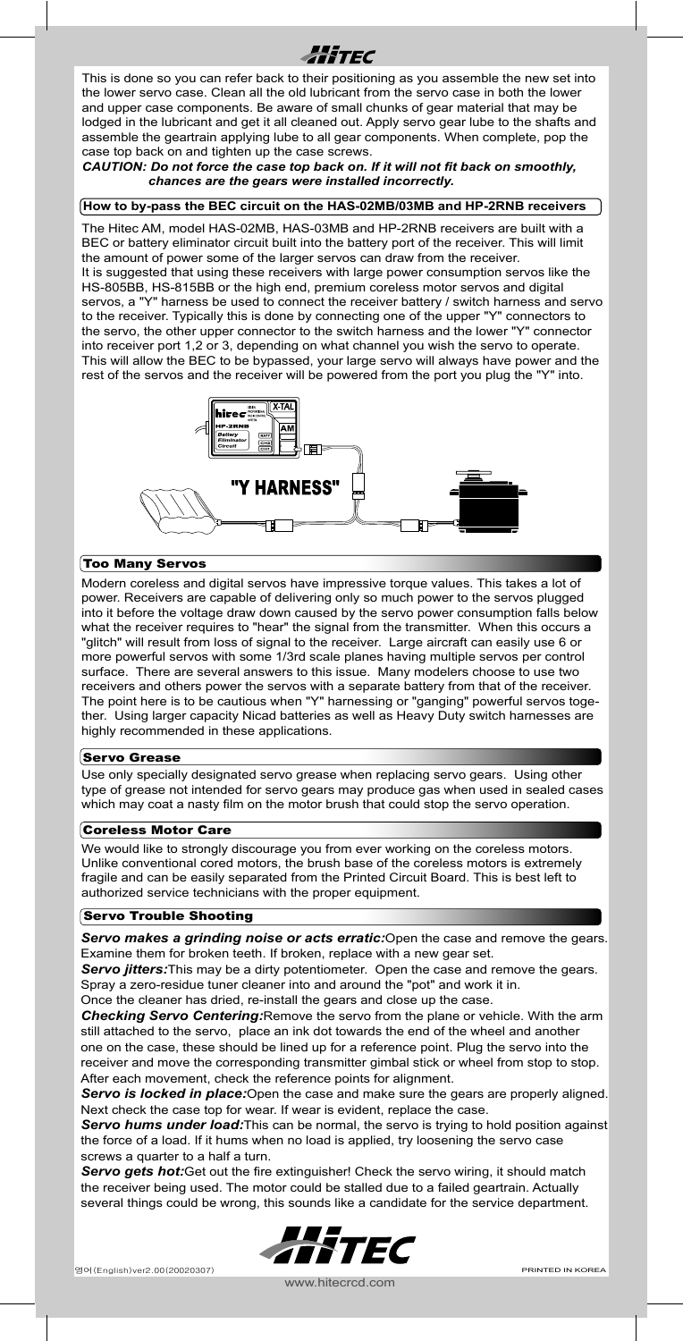This is done so you can refer back to their positioning as you assemble the new set into the lower servo case. Clean all the old lubricant from the servo case in both the lower and upper case components. Be aware of small chunks of gear material that may be lodged in the lubricant and get it all cleaned out. Apply servo gear lube to the shafts and assemble the geartrain applying lube to all gear components. When complete, pop the case top back on and tighten up the case screws.

***CAUTION: Do not force the case top back on. If it will not fit back on smoothly, chances are the gears were installed incorrectly.***

## How to by-pass the BEC circuit on the HAS-02MB/03MB and HP-2RNB receivers

The Hitec AM, model HAS-02MB, HAS-03MB and HP-2RNB receivers are built with a BEC or battery eliminator circuit built into the battery port of the receiver. This will limit the amount of power some of the larger servos can draw from the receiver.
It is suggested that using these receivers with large power consumption servos like the HS-805BB, HS-815BB or the high end, premium coreless motor servos and digital servos, a "Y" harness be used to connect the receiver battery / switch harness and servo to the receiver. Typically this is done by connecting one of the upper "Y" connectors to the servo, the other upper connector to the switch harness and the lower "Y" connector into receiver port 1,2 or 3, depending on what channel you wish the servo to operate. This will allow the BEC to be bypassed, your large servo will always have power and the rest of the servos and the receiver will be powered from the port you plug the "Y" into.

hitec
HP-2RNB
Battery Eliminator Circuit
X-TAL
AM
"Y HARNESS"

## Too Many Servos

Modern coreless and digital servos have impressive torque values. This takes a lot of power. Receivers are capable of delivering only so much power to the servos plugged into it before the voltage draw down caused by the servo power consumption falls below what the receiver requires to "hear" the signal from the transmitter. When this occurs a "glitch" will result from loss of signal to the receiver. Large aircraft can easily use 6 or more powerful servos with some 1/3rd scale planes having multiple servos per control surface. There are several answers to this issue. Many modelers choose to use two receivers and others power the servos with a separate battery from that of the receiver. The point here is to be cautious when "Y" harnessing or "ganging" powerful servos together. Using larger capacity Nicad batteries as well as Heavy Duty switch harnesses are highly recommended in these applications.

## Servo Grease

Use only specially designated servo grease when replacing servo gears. Using other type of grease not intended for servo gears may produce gas when used in sealed cases which may coat a nasty film on the motor brush that could stop the servo operation.

## Coreless Motor Care

We would like to strongly discourage you from ever working on the coreless motors. Unlike conventional cored motors, the brush base of the coreless motors is extremely fragile and can be easily separated from the Printed Circuit Board. This is best left to authorized service technicians with the proper equipment.

## Servo Trouble Shooting

***Servo makes a grinding noise or acts erratic:*** Open the case and remove the gears. Examine them for broken teeth. If broken, replace with a new gear set.

***Servo jitters:*** This may be a dirty potentiometer. Open the case and remove the gears. Spray a zero-residue tuner cleaner into and around the "pot" and work it in. Once the cleaner has dried, re-install the gears and close up the case.

***Checking Servo Centering:*** Remove the servo from the plane or vehicle. With the arm still attached to the servo, place an ink dot towards the end of the wheel and another one on the case, these should be lined up for a reference point. Plug the servo into the receiver and move the corresponding transmitter gimbal stick or wheel from stop to stop. After each movement, check the reference points for alignment.

***Servo is locked in place:*** Open the case and make sure the gears are properly aligned. Next check the case top for wear. If wear is evident, replace the case.

***Servo hums under load:*** This can be normal, the servo is trying to hold position against the force of a load. If it hums when no load is applied, try loosening the servo case screws a quarter to a half a turn.

***Servo gets hot:*** Get out the fire extinguisher! Check the servo wiring, it should match the receiver being used. The motor could be stalled due to a failed geartrain. Actually several things could be wrong, this sounds like a candidate for the service department.

영어(English)ver2.00(20020307)

PRINTED IN KOREA

www.hitecrcd.com